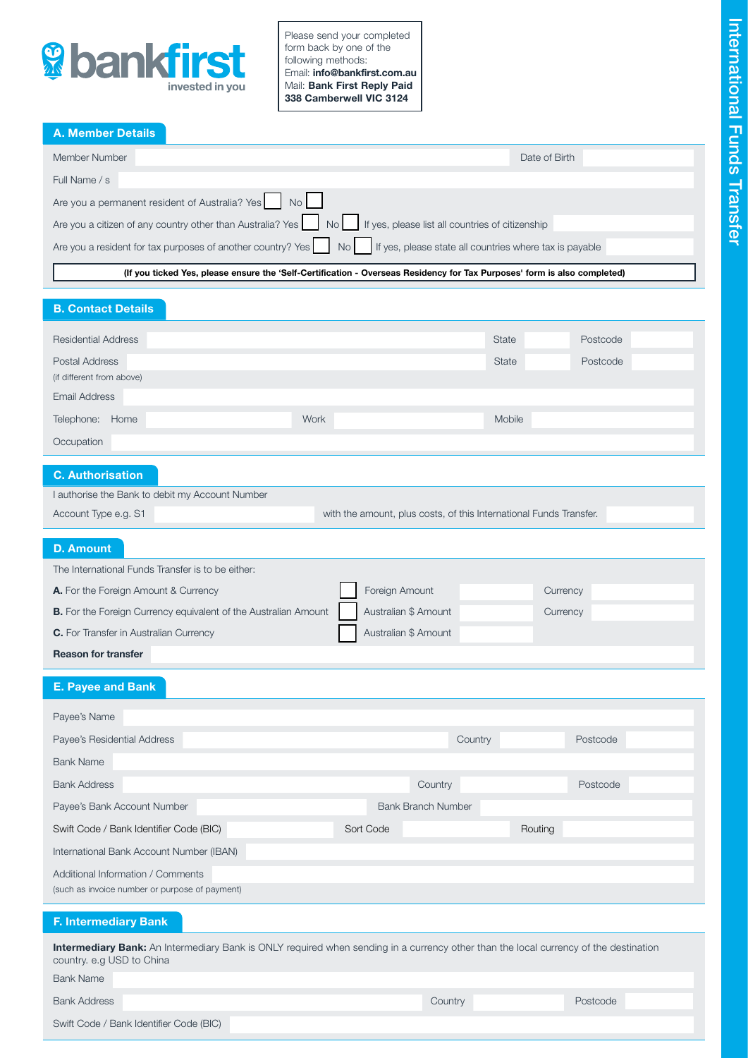**bankfirst** invested in you

Please send your completed form back by one of the following methods:
Email: **info@bankfirst.com.au**
Mail: **Bank First Reply Paid 338 Camberwell VIC 3124**

International Funds Transfer

## A. Member Details

Member Number ______ Date of Birth ______

Full Name / s ______

Are you a permanent resident of Australia? Yes ☐ No ☐

Are you a citizen of any country other than Australia? Yes ☐ No ☐ If yes, please list all countries of citizenship ______

Are you a resident for tax purposes of another country? Yes ☐ No ☐ If yes, please state all countries where tax is payable ______

**(If you ticked Yes, please ensure the 'Self-Certification - Overseas Residency for Tax Purposes' form is also completed)**

## B. Contact Details

Residential Address ______ State ______ Postcode ______

Postal Address ______ State ______ Postcode ______
(if different from above)

Email Address ______

Telephone: Home ______ Work ______ Mobile ______

Occupation ______

## C. Authorisation

I authorise the Bank to debit my Account Number
Account Type e.g. S1 ______ with the amount, plus costs, of this International Funds Transfer. ______

## D. Amount

The International Funds Transfer is to be either:

**A.** For the Foreign Amount & Currency ☐ Foreign Amount ______ Currency ______

**B.** For the Foreign Currency equivalent of the Australian Amount ☐ Australian $ Amount ______ Currency ______

**C.** For Transfer in Australian Currency ☐ Australian $ Amount ______

**Reason for transfer** ______

## E. Payee and Bank

Payee's Name ______

Payee's Residential Address ______ Country ______ Postcode ______

Bank Name ______

Bank Address ______ Country ______ Postcode ______

Payee's Bank Account Number ______ Bank Branch Number ______

Swift Code / Bank Identifier Code (BIC) ______ Sort Code ______ Routing ______

International Bank Account Number (IBAN) ______

Additional Information / Comments ______
(such as invoice number or purpose of payment)

## F. Intermediary Bank

**Intermediary Bank:** An Intermediary Bank is ONLY required when sending in a currency other than the local currency of the destination country. e.g USD to China

Bank Name ______

Bank Address ______ Country ______ Postcode ______

Swift Code / Bank Identifier Code (BIC) ______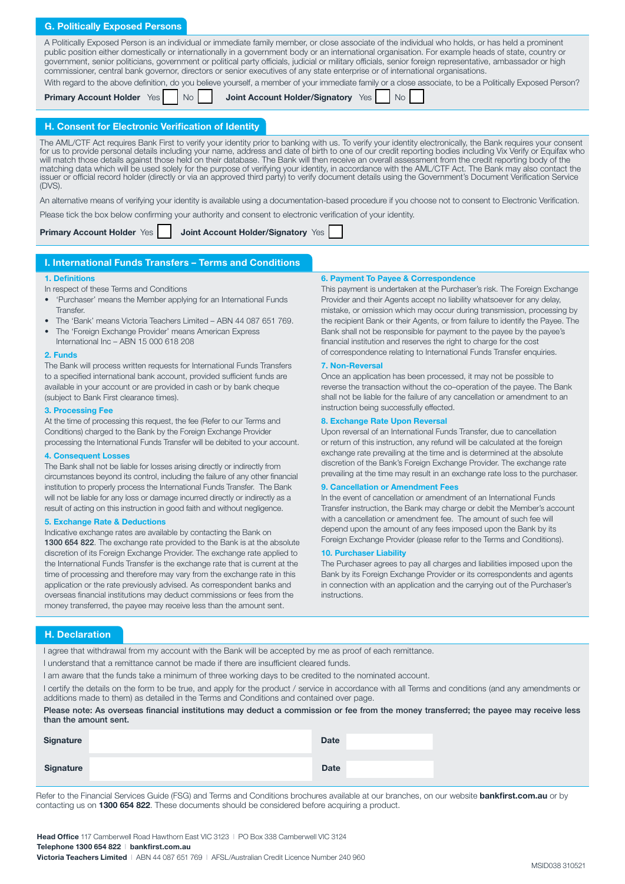## G. Politically Exposed Persons

A Politically Exposed Person is an individual or immediate family member, or close associate of the individual who holds, or has held a prominent public position either domestically or internationally in a government body or an international organisation. For example heads of state, country or government, senior politicians, government or political party officials, judicial or military officials, senior foreign representative, ambassador or high commissioner, central bank governor, directors or senior executives of any state enterprise or of international organisations.

With regard to the above definition, do you believe yourself, a member of your immediate family or a close associate, to be a Politically Exposed Person?

**Primary Account Holder** Yes ☐ No ☐ **Joint Account Holder/Signatory** Yes ☐ No ☐

## H. Consent for Electronic Verification of Identity

The AML/CTF Act requires Bank First to verify your identity prior to banking with us. To verify your identity electronically, the Bank requires your consent for us to provide personal details including your name, address and date of birth to one of our credit reporting bodies including Vix Verify or Equifax who will match those details against those held on their database. The Bank will then receive an overall assessment from the credit reporting body of the matching data which will be used solely for the purpose of verifying your identity, in accordance with the AML/CTF Act. The Bank may also contact the issuer or official record holder (directly or via an approved third party) to verify document details using the Government's Document Verification Service (DVS).

An alternative means of verifying your identity is available using a documentation-based procedure if you choose not to consent to Electronic Verification.

Please tick the box below confirming your authority and consent to electronic verification of your identity.

**Primary Account Holder** Yes ☐ **Joint Account Holder/Signatory** Yes ☐

## I. International Funds Transfers – Terms and Conditions

### 1. Definitions

In respect of these Terms and Conditions

- 'Purchaser' means the Member applying for an International Funds Transfer.
- The 'Bank' means Victoria Teachers Limited – ABN 44 087 651 769.
- The 'Foreign Exchange Provider' means American Express International Inc – ABN 15 000 618 208

### 2. Funds

The Bank will process written requests for International Funds Transfers to a specified international bank account, provided sufficient funds are available in your account or are provided in cash or by bank cheque (subject to Bank First clearance times).

### 3. Processing Fee

At the time of processing this request, the fee (Refer to our Terms and Conditions) charged to the Bank by the Foreign Exchange Provider processing the International Funds Transfer will be debited to your account.

### 4. Consequent Losses

The Bank shall not be liable for losses arising directly or indirectly from circumstances beyond its control, including the failure of any other financial institution to properly process the International Funds Transfer. The Bank will not be liable for any loss or damage incurred directly or indirectly as a result of acting on this instruction in good faith and without negligence.

### 5. Exchange Rate & Deductions

Indicative exchange rates are available by contacting the Bank on **1300 654 822**. The exchange rate provided to the Bank is at the absolute discretion of its Foreign Exchange Provider. The exchange rate applied to the International Funds Transfer is the exchange rate that is current at the time of processing and therefore may vary from the exchange rate in this application or the rate previously advised. As correspondent banks and overseas financial institutions may deduct commissions or fees from the money transferred, the payee may receive less than the amount sent.

### 6. Payment To Payee & Correspondence

This payment is undertaken at the Purchaser's risk. The Foreign Exchange Provider and their Agents accept no liability whatsoever for any delay, mistake, or omission which may occur during transmission, processing by the recipient Bank or their Agents, or from failure to identify the Payee. The Bank shall not be responsible for payment to the payee by the payee's financial institution and reserves the right to charge for the cost of correspondence relating to International Funds Transfer enquiries.

### 7. Non-Reversal

Once an application has been processed, it may not be possible to reverse the transaction without the co–operation of the payee. The Bank shall not be liable for the failure of any cancellation or amendment to an instruction being successfully effected.

### 8. Exchange Rate Upon Reversal

Upon reversal of an International Funds Transfer, due to cancellation or return of this instruction, any refund will be calculated at the foreign exchange rate prevailing at the time and is determined at the absolute discretion of the Bank's Foreign Exchange Provider. The exchange rate prevailing at the time may result in an exchange rate loss to the purchaser.

### 9. Cancellation or Amendment Fees

In the event of cancellation or amendment of an International Funds Transfer instruction, the Bank may charge or debit the Member's account with a cancellation or amendment fee. The amount of such fee will depend upon the amount of any fees imposed upon the Bank by its Foreign Exchange Provider (please refer to the Terms and Conditions).

### 10. Purchaser Liability

The Purchaser agrees to pay all charges and liabilities imposed upon the Bank by its Foreign Exchange Provider or its correspondents and agents in connection with an application and the carrying out of the Purchaser's instructions.

## H. Declaration

I agree that withdrawal from my account with the Bank will be accepted by me as proof of each remittance.

I understand that a remittance cannot be made if there are insufficient cleared funds.

I am aware that the funds take a minimum of three working days to be credited to the nominated account.

I certify the details on the form to be true, and apply for the product / service in accordance with all Terms and conditions (and any amendments or additions made to them) as detailed in the Terms and Conditions and contained over page.

**Please note: As overseas financial institutions may deduct a commission or fee from the money transferred; the payee may receive less than the amount sent.**

| | | | |
|---|---|---|---|
| **Signature** | | **Date** | |
| **Signature** | | **Date** | |

Refer to the Financial Services Guide (FSG) and Terms and Conditions brochures available at our branches, on our website **bankfirst.com.au** or by contacting us on **1300 654 822**. These documents should be considered before acquiring a product.

**Head Office** 117 Camberwell Road Hawthorn East VIC 3123 | PO Box 338 Camberwell VIC 3124
**Telephone 1300 654 822** | **bankfirst.com.au**
**Victoria Teachers Limited** | ABN 44 087 651 769 | AFSL/Australian Credit Licence Number 240 960

MSID038 310521